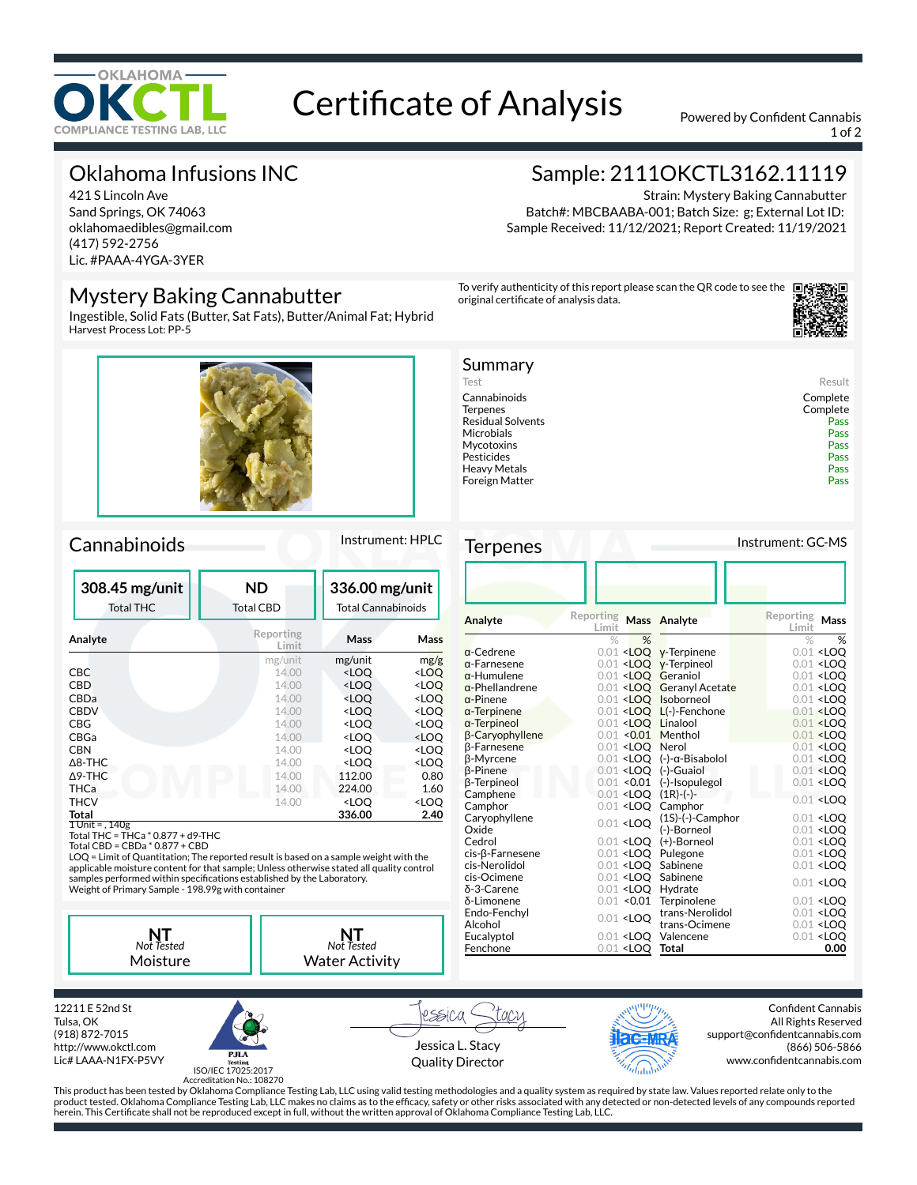# Certificate of Analysis

OKLAHOMA OKCTL COMPLIANCE TESTING LAB, LLC

Powered by Confident Cannabis

## Oklahoma Infusions INC

421 S Lincoln Ave
Sand Springs, OK 74063
oklahomaedibles@gmail.com
(417) 592-2756
Lic. #PAAA-4YGA-3YER

## Sample: 2111OKCTL3162.11119

Strain: Mystery Baking Cannabutter
Batch#: MBCBAABA-001; Batch Size: g; External Lot ID:
Sample Received: 11/12/2021; Report Created: 11/19/2021

## Mystery Baking Cannabutter

Ingestible, Solid Fats (Butter, Sat Fats), Butter/Animal Fat; Hybrid
Harvest Process Lot: PP-5

To verify authenticity of this report please scan the QR code to see the original certificate of analysis data.

## Summary

| Test | Result |
|---|---|
| Cannabinoids | Complete |
| Terpenes | Complete |
| Residual Solvents | Pass |
| Microbials | Pass |
| Mycotoxins | Pass |
| Pesticides | Pass |
| Heavy Metals | Pass |
| Foreign Matter | Pass |

## Cannabinoids

Instrument: HPLC

| 308.45 mg/unit | ND | 336.00 mg/unit |
|---|---|---|
| Total THC | Total CBD | Total Cannabinoids |

| Analyte | Reporting Limit | Mass | Mass |
|---|---|---|---|
| | mg/unit | mg/unit | mg/g |
| CBC | 14.00 | <LOQ | <LOQ |
| CBD | 14.00 | <LOQ | <LOQ |
| CBDa | 14.00 | <LOQ | <LOQ |
| CBDV | 14.00 | <LOQ | <LOQ |
| CBG | 14.00 | <LOQ | <LOQ |
| CBGa | 14.00 | <LOQ | <LOQ |
| CBN | 14.00 | <LOQ | <LOQ |
| Δ8-THC | 14.00 | <LOQ | <LOQ |
| Δ9-THC | 14.00 | 112.00 | 0.80 |
| THCa | 14.00 | 224.00 | 1.60 |
| THCV | 14.00 | <LOQ | <LOQ |
| **Total** | | **336.00** | **2.40** |

1 Unit = , 140g
Total THC = THCa * 0.877 + d9-THC
Total CBD = CBDa * 0.877 + CBD
LOQ = Limit of Quantitation; The reported result is based on a sample weight with the applicable moisture content for that sample; Unless otherwise stated all quality control samples performed within specifications established by the Laboratory.
Weight of Primary Sample - 198.99g with container

| NT *Not Tested* | NT *Not Tested* |
|---|---|
| Moisture | Water Activity |

## Terpenes

Instrument: GC-MS

| Analyte | Reporting Limit | Mass | Analyte | Reporting Limit | Mass |
|---|---|---|---|---|---|
| | % | % | | % | % |
| α-Cedrene | 0.01 | <LOQ | γ-Terpinene | 0.01 | <LOQ |
| α-Farnesene | 0.01 | <LOQ | γ-Terpineol | 0.01 | <LOQ |
| α-Humulene | 0.01 | <LOQ | Geraniol | 0.01 | <LOQ |
| α-Phellandrene | 0.01 | <LOQ | Geranyl Acetate | 0.01 | <LOQ |
| α-Pinene | 0.01 | <LOQ | Isoborneol | 0.01 | <LOQ |
| α-Terpinene | 0.01 | <LOQ | L(-)-Fenchone | 0.01 | <LOQ |
| α-Terpineol | 0.01 | <LOQ | Linalool | 0.01 | <LOQ |
| β-Caryophyllene | 0.01 | <0.01 | Menthol | 0.01 | <LOQ |
| β-Farnesene | 0.01 | <LOQ | Nerol | 0.01 | <LOQ |
| β-Myrcene | 0.01 | <LOQ | (-)-α-Bisabolol | 0.01 | <LOQ |
| β-Pinene | 0.01 | <LOQ | (-)-Guaiol | 0.01 | <LOQ |
| β-Terpineol | 0.01 | <0.01 | (-)-Isopulegol | 0.01 | <LOQ |
| Camphene | 0.01 | <LOQ | (1R)-(-)-Camphor | 0.01 | <LOQ |
| Camphor | 0.01 | <LOQ | (1S)-(-)-Camphor | 0.01 | <LOQ |
| Caryophyllene Oxide | 0.01 | <LOQ | (-)-Borneol | 0.01 | <LOQ |
| Cedrol | 0.01 | <LOQ | (+)-Borneol | 0.01 | <LOQ |
| cis-β-Farnesene | 0.01 | <LOQ | Pulegone | 0.01 | <LOQ |
| cis-Nerolidol | 0.01 | <LOQ | Sabinene | 0.01 | <LOQ |
| cis-Ocimene | 0.01 | <LOQ | Sabinene Hydrate | 0.01 | <LOQ |
| δ-3-Carene | 0.01 | <LOQ | Terpinolene | 0.01 | <LOQ |
| δ-Limonene | 0.01 | <0.01 | trans-Nerolidol | 0.01 | <LOQ |
| Endo-Fenchyl Alcohol | 0.01 | <LOQ | trans-Ocimene | 0.01 | <LOQ |
| Eucalyptol | 0.01 | <LOQ | Valencene | 0.01 | <LOQ |
| Fenchone | 0.01 | <LOQ | **Total** | | **0.00** |

12211 E 52nd St
Tulsa, OK
(918) 872-7015
http://www.okctl.com
Lic# LAAA-N1FX-P5VY

PJLA Testing
ISO/IEC 17025:2017
Accreditation No.: 108270

Jessica L. Stacy
Quality Director

Confident Cannabis
All Rights Reserved
support@confidentcannabis.com
(866) 506-5866
www.confidentcannabis.com

This product has been tested by Oklahoma Compliance Testing Lab, LLC using valid testing methodologies and a quality system as required by state law. Values reported relate only to the product tested. Oklahoma Compliance Testing Lab, LLC makes no claims as to the efficacy, safety or other risks associated with any detected or non-detected levels of any compounds reported herein. This Certificate shall not be reproduced except in full, without the written approval of Oklahoma Compliance Testing Lab, LLC.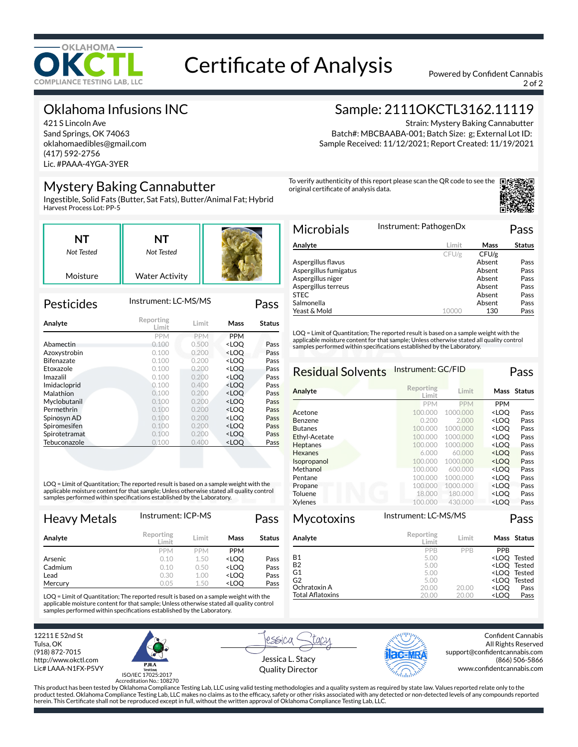# Certificate of Analysis

Powered by Confident Cannabis

## Oklahoma Infusions INC

421 S Lincoln Ave
Sand Springs, OK 74063
oklahomaedibles@gmail.com
(417) 592-2756
Lic. #PAAA-4YGA-3YER

## Sample: 2111OKCTL3162.11119

Strain: Mystery Baking Cannabutter
Batch#: MBCBAABA-001; Batch Size: g; External Lot ID:
Sample Received: 11/12/2021; Report Created: 11/19/2021

## Mystery Baking Cannabutter

Ingestible, Solid Fats (Butter, Sat Fats), Butter/Animal Fat; Hybrid
Harvest Process Lot: PP-5

To verify authenticity of this report please scan the QR code to see the original certificate of analysis data.

| NT | NT |
|---|---|
| *Not Tested* | *Not Tested* |
| Moisture | Water Activity |

## Pesticides

Instrument: LC-MS/MS — **Pass**

| Analyte | Reporting Limit | Limit | Mass | Status |
|---|---|---|---|---|
| | PPM | PPM | PPM | |
| Abamectin | 0.100 | 0.500 | <LOQ | Pass |
| Azoxystrobin | 0.100 | 0.200 | <LOQ | Pass |
| Bifenazate | 0.100 | 0.200 | <LOQ | Pass |
| Etoxazole | 0.100 | 0.200 | <LOQ | Pass |
| Imazalil | 0.100 | 0.200 | <LOQ | Pass |
| Imidacloprid | 0.100 | 0.400 | <LOQ | Pass |
| Malathion | 0.100 | 0.200 | <LOQ | Pass |
| Myclobutanil | 0.100 | 0.200 | <LOQ | Pass |
| Permethrin | 0.100 | 0.200 | <LOQ | Pass |
| Spinosyn AD | 0.100 | 0.200 | <LOQ | Pass |
| Spiromesifen | 0.100 | 0.200 | <LOQ | Pass |
| Spirotetramat | 0.100 | 0.200 | <LOQ | Pass |
| Tebuconazole | 0.100 | 0.400 | <LOQ | Pass |

LOQ = Limit of Quantitation; The reported result is based on a sample weight with the applicable moisture content for that sample; Unless otherwise stated all quality control samples performed within specifications established by the Laboratory.

## Heavy Metals

Instrument: ICP-MS — **Pass**

| Analyte | Reporting Limit | Limit | Mass | Status |
|---|---|---|---|---|
| | PPM | PPM | PPM | |
| Arsenic | 0.10 | 1.50 | <LOQ | Pass |
| Cadmium | 0.10 | 0.50 | <LOQ | Pass |
| Lead | 0.30 | 1.00 | <LOQ | Pass |
| Mercury | 0.05 | 1.50 | <LOQ | Pass |

LOQ = Limit of Quantitation; The reported result is based on a sample weight with the applicable moisture content for that sample; Unless otherwise stated all quality control samples performed within specifications established by the Laboratory.

## Microbials

Instrument: PathogenDx — **Pass**

| Analyte | Limit | Mass | Status |
|---|---|---|---|
| | CFU/g | CFU/g | |
| Aspergillus flavus | | Absent | Pass |
| Aspergillus fumigatus | | Absent | Pass |
| Aspergillus niger | | Absent | Pass |
| Aspergillus terreus | | Absent | Pass |
| STEC | | Absent | Pass |
| Salmonella | | Absent | Pass |
| Yeast & Mold | 10000 | 130 | Pass |

LOQ = Limit of Quantitation; The reported result is based on a sample weight with the applicable moisture content for that sample; Unless otherwise stated all quality control samples performed within specifications established by the Laboratory.

## Residual Solvents

Instrument: GC/FID — **Pass**

| Analyte | Reporting Limit | Limit | Mass | Status |
|---|---|---|---|---|
| | PPM | PPM | PPM | |
| Acetone | 100.000 | 1000.000 | <LOQ | Pass |
| Benzene | 0.200 | 2.000 | <LOQ | Pass |
| Butanes | 100.000 | 1000.000 | <LOQ | Pass |
| Ethyl-Acetate | 100.000 | 1000.000 | <LOQ | Pass |
| Heptanes | 100.000 | 1000.000 | <LOQ | Pass |
| Hexanes | 6.000 | 60.000 | <LOQ | Pass |
| Isopropanol | 100.000 | 1000.000 | <LOQ | Pass |
| Methanol | 100.000 | 600.000 | <LOQ | Pass |
| Pentane | 100.000 | 1000.000 | <LOQ | Pass |
| Propane | 100.000 | 1000.000 | <LOQ | Pass |
| Toluene | 18.000 | 180.000 | <LOQ | Pass |
| Xylenes | 100.000 | 430.000 | <LOQ | Pass |

## Mycotoxins

Instrument: LC-MS/MS — **Pass**

| Analyte | Reporting Limit | Limit | Mass | Status |
|---|---|---|---|---|
| | PPB | PPB | PPB | |
| B1 | 5.00 | | <LOQ | Tested |
| B2 | 5.00 | | <LOQ | Tested |
| G1 | 5.00 | | <LOQ | Tested |
| G2 | 5.00 | | <LOQ | Tested |
| Ochratoxin A | 20.00 | 20.00 | <LOQ | Pass |
| Total Aflatoxins | 20.00 | 20.00 | <LOQ | Pass |

12211 E 52nd St
Tulsa, OK
(918) 872-7015
http://www.okctl.com
Lic# LAAA-N1FX-P5VY

ISO/IEC 17025:2017
Accreditation No.: 108270

Jessica L. Stacy
Quality Director

Confident Cannabis
All Rights Reserved
support@confidentcannabis.com
(866) 506-5866
www.confidentcannabis.com

This product has been tested by Oklahoma Compliance Testing Lab, LLC using valid testing methodologies and a quality system as required by state law. Values reported relate only to the product tested. Oklahoma Compliance Testing Lab, LLC makes no claims as to the efficacy, safety or other risks associated with any detected or non-detected levels of any compounds reported herein. This Certificate shall not be reproduced except in full, without the written approval of Oklahoma Compliance Testing Lab, LLC.